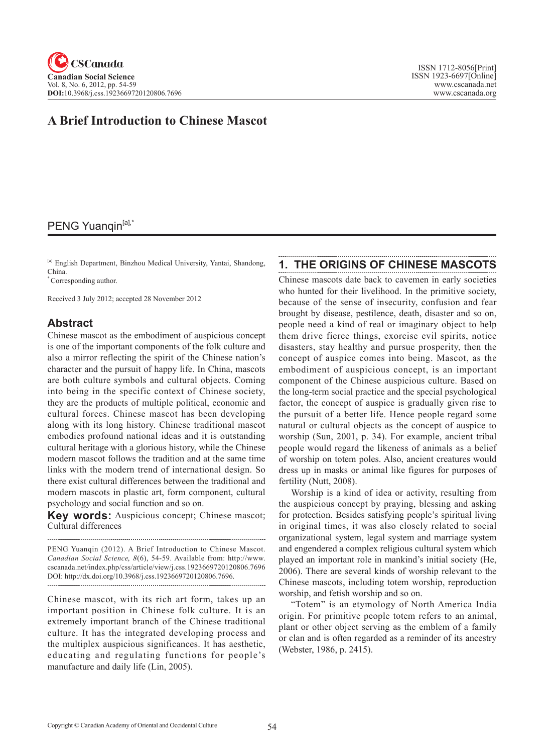# A Brief Introduction to Chinese Mascot

PENG Yuanqin[a],*

[a] English Department, Binzhou Medical University, Yantai, Shandong, China.
* Corresponding author.

Received 3 July 2012; accepted 28 November 2012

## Abstract

Chinese mascot as the embodiment of auspicious concept is one of the important components of the folk culture and also a mirror reflecting the spirit of the Chinese nation's character and the pursuit of happy life. In China, mascots are both culture symbols and cultural objects. Coming into being in the specific context of Chinese society, they are the products of multiple political, economic and cultural forces. Chinese mascot has been developing along with its long history. Chinese traditional mascot embodies profound national ideas and it is outstanding cultural heritage with a glorious history, while the Chinese modern mascot follows the tradition and at the same time links with the modern trend of international design. So there exist cultural differences between the traditional and modern mascots in plastic art, form component, cultural psychology and social function and so on.

**Key words:** Auspicious concept; Chinese mascot; Cultural differences

PENG Yuanqin (2012). A Brief Introduction to Chinese Mascot. *Canadian Social Science, 8*(6), 54-59. Available from: http://www.cscanada.net/index.php/css/article/view/j.css.1923669720120806.7696 DOI: http://dx.doi.org/10.3968/j.css.1923669720120806.7696.

Chinese mascot, with its rich art form, takes up an important position in Chinese folk culture. It is an extremely important branch of the Chinese traditional culture. It has the integrated developing process and the multiplex auspicious significances. It has aesthetic, educating and regulating functions for people's manufacture and daily life (Lin, 2005).

## 1. THE ORIGINS OF CHINESE MASCOTS

Chinese mascots date back to cavemen in early societies who hunted for their livelihood. In the primitive society, because of the sense of insecurity, confusion and fear brought by disease, pestilence, death, disaster and so on, people need a kind of real or imaginary object to help them drive fierce things, exorcise evil spirits, notice disasters, stay healthy and pursue prosperity, then the concept of auspice comes into being. Mascot, as the embodiment of auspicious concept, is an important component of the Chinese auspicious culture. Based on the long-term social practice and the special psychological factor, the concept of auspice is gradually given rise to the pursuit of a better life. Hence people regard some natural or cultural objects as the concept of auspice to worship (Sun, 2001, p. 34). For example, ancient tribal people would regard the likeness of animals as a belief of worship on totem poles. Also, ancient creatures would dress up in masks or animal like figures for purposes of fertility (Nutt, 2008).

Worship is a kind of idea or activity, resulting from the auspicious concept by praying, blessing and asking for protection. Besides satisfying people's spiritual living in original times, it was also closely related to social organizational system, legal system and marriage system and engendered a complex religious cultural system which played an important role in mankind's initial society (He, 2006). There are several kinds of worship relevant to the Chinese mascots, including totem worship, reproduction worship, and fetish worship and so on.

"Totem" is an etymology of North America India origin. For primitive people totem refers to an animal, plant or other object serving as the emblem of a family or clan and is often regarded as a reminder of its ancestry (Webster, 1986, p. 2415).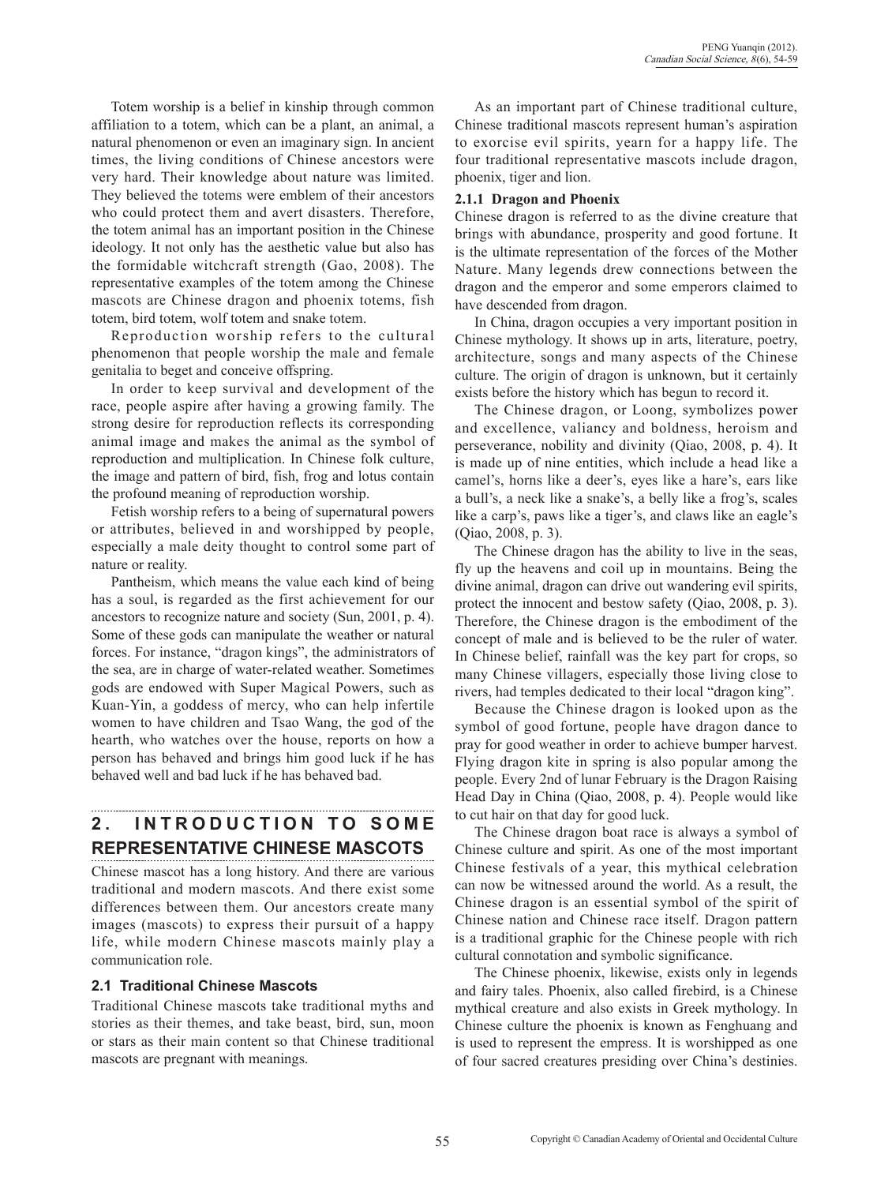Totem worship is a belief in kinship through common affiliation to a totem, which can be a plant, an animal, a natural phenomenon or even an imaginary sign. In ancient times, the living conditions of Chinese ancestors were very hard. Their knowledge about nature was limited. They believed the totems were emblem of their ancestors who could protect them and avert disasters. Therefore, the totem animal has an important position in the Chinese ideology. It not only has the aesthetic value but also has the formidable witchcraft strength (Gao, 2008). The representative examples of the totem among the Chinese mascots are Chinese dragon and phoenix totems, fish totem, bird totem, wolf totem and snake totem.

Reproduction worship refers to the cultural phenomenon that people worship the male and female genitalia to beget and conceive offspring.

In order to keep survival and development of the race, people aspire after having a growing family. The strong desire for reproduction reflects its corresponding animal image and makes the animal as the symbol of reproduction and multiplication. In Chinese folk culture, the image and pattern of bird, fish, frog and lotus contain the profound meaning of reproduction worship.

Fetish worship refers to a being of supernatural powers or attributes, believed in and worshipped by people, especially a male deity thought to control some part of nature or reality.

Pantheism, which means the value each kind of being has a soul, is regarded as the first achievement for our ancestors to recognize nature and society (Sun, 2001, p. 4). Some of these gods can manipulate the weather or natural forces. For instance, "dragon kings", the administrators of the sea, are in charge of water-related weather. Sometimes gods are endowed with Super Magical Powers, such as Kuan-Yin, a goddess of mercy, who can help infertile women to have children and Tsao Wang, the god of the hearth, who watches over the house, reports on how a person has behaved and brings him good luck if he has behaved well and bad luck if he has behaved bad.

## 2. INTRODUCTION TO SOME REPRESENTATIVE CHINESE MASCOTS

Chinese mascot has a long history. And there are various traditional and modern mascots. And there exist some differences between them. Our ancestors create many images (mascots) to express their pursuit of a happy life, while modern Chinese mascots mainly play a communication role.

### 2.1 Traditional Chinese Mascots

Traditional Chinese mascots take traditional myths and stories as their themes, and take beast, bird, sun, moon or stars as their main content so that Chinese traditional mascots are pregnant with meanings.

As an important part of Chinese traditional culture, Chinese traditional mascots represent human's aspiration to exorcise evil spirits, yearn for a happy life. The four traditional representative mascots include dragon, phoenix, tiger and lion.

#### 2.1.1 Dragon and Phoenix

Chinese dragon is referred to as the divine creature that brings with abundance, prosperity and good fortune. It is the ultimate representation of the forces of the Mother Nature. Many legends drew connections between the dragon and the emperor and some emperors claimed to have descended from dragon.

In China, dragon occupies a very important position in Chinese mythology. It shows up in arts, literature, poetry, architecture, songs and many aspects of the Chinese culture. The origin of dragon is unknown, but it certainly exists before the history which has begun to record it.

The Chinese dragon, or Loong, symbolizes power and excellence, valiancy and boldness, heroism and perseverance, nobility and divinity (Qiao, 2008, p. 4). It is made up of nine entities, which include a head like a camel's, horns like a deer's, eyes like a hare's, ears like a bull's, a neck like a snake's, a belly like a frog's, scales like a carp's, paws like a tiger's, and claws like an eagle's (Qiao, 2008, p. 3).

The Chinese dragon has the ability to live in the seas, fly up the heavens and coil up in mountains. Being the divine animal, dragon can drive out wandering evil spirits, protect the innocent and bestow safety (Qiao, 2008, p. 3). Therefore, the Chinese dragon is the embodiment of the concept of male and is believed to be the ruler of water. In Chinese belief, rainfall was the key part for crops, so many Chinese villagers, especially those living close to rivers, had temples dedicated to their local "dragon king".

Because the Chinese dragon is looked upon as the symbol of good fortune, people have dragon dance to pray for good weather in order to achieve bumper harvest. Flying dragon kite in spring is also popular among the people. Every 2nd of lunar February is the Dragon Raising Head Day in China (Qiao, 2008, p. 4). People would like to cut hair on that day for good luck.

The Chinese dragon boat race is always a symbol of Chinese culture and spirit. As one of the most important Chinese festivals of a year, this mythical celebration can now be witnessed around the world. As a result, the Chinese dragon is an essential symbol of the spirit of Chinese nation and Chinese race itself. Dragon pattern is a traditional graphic for the Chinese people with rich cultural connotation and symbolic significance.

The Chinese phoenix, likewise, exists only in legends and fairy tales. Phoenix, also called firebird, is a Chinese mythical creature and also exists in Greek mythology. In Chinese culture the phoenix is known as Fenghuang and is used to represent the empress. It is worshipped as one of four sacred creatures presiding over China's destinies.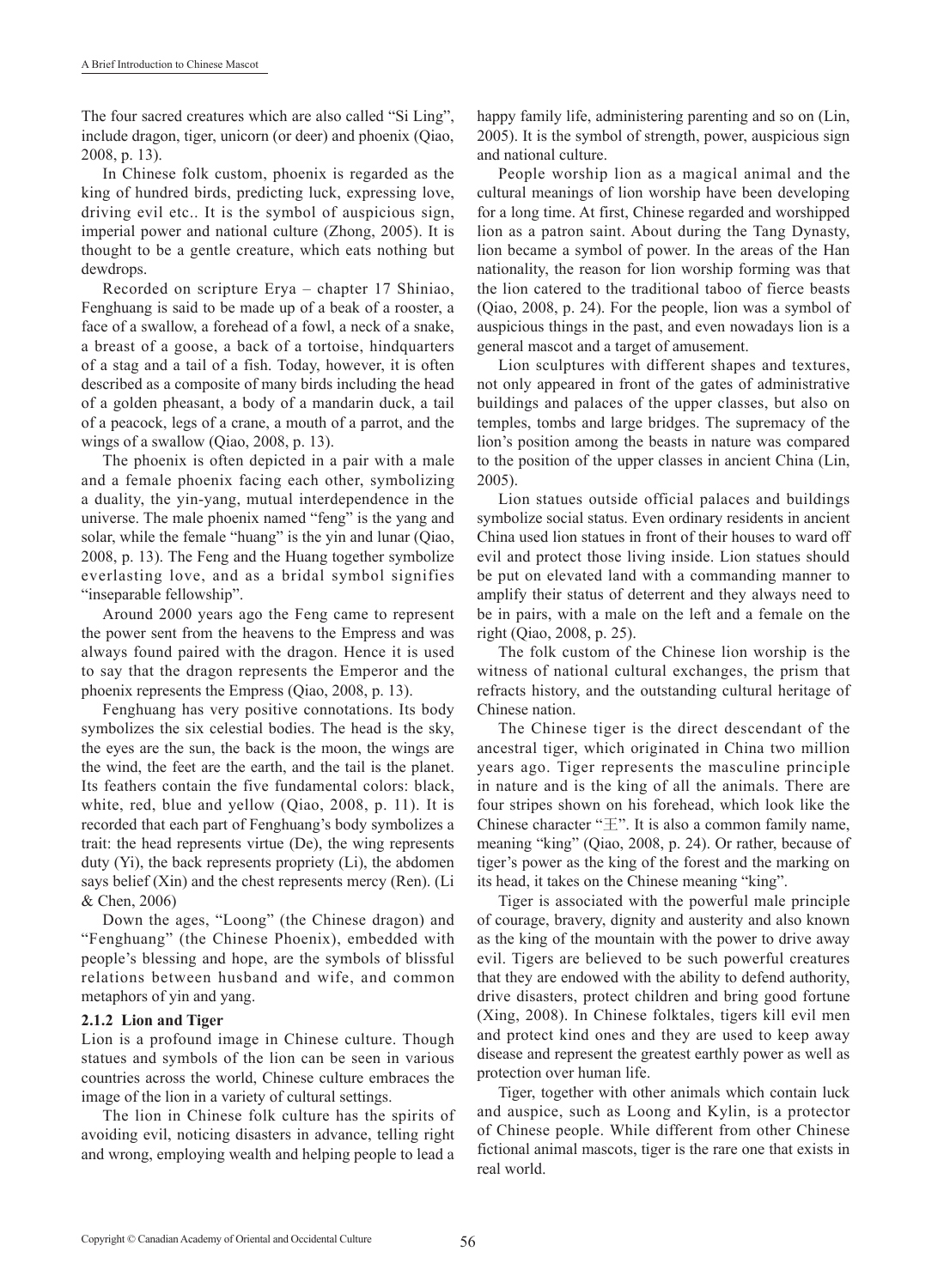The four sacred creatures which are also called "Si Ling", include dragon, tiger, unicorn (or deer) and phoenix (Qiao, 2008, p. 13).

In Chinese folk custom, phoenix is regarded as the king of hundred birds, predicting luck, expressing love, driving evil etc.. It is the symbol of auspicious sign, imperial power and national culture (Zhong, 2005). It is thought to be a gentle creature, which eats nothing but dewdrops.

Recorded on scripture Erya – chapter 17 Shiniao, Fenghuang is said to be made up of a beak of a rooster, a face of a swallow, a forehead of a fowl, a neck of a snake, a breast of a goose, a back of a tortoise, hindquarters of a stag and a tail of a fish. Today, however, it is often described as a composite of many birds including the head of a golden pheasant, a body of a mandarin duck, a tail of a peacock, legs of a crane, a mouth of a parrot, and the wings of a swallow (Qiao, 2008, p. 13).

The phoenix is often depicted in a pair with a male and a female phoenix facing each other, symbolizing a duality, the yin-yang, mutual interdependence in the universe. The male phoenix named "feng" is the yang and solar, while the female "huang" is the yin and lunar (Qiao, 2008, p. 13). The Feng and the Huang together symbolize everlasting love, and as a bridal symbol signifies "inseparable fellowship".

Around 2000 years ago the Feng came to represent the power sent from the heavens to the Empress and was always found paired with the dragon. Hence it is used to say that the dragon represents the Emperor and the phoenix represents the Empress (Qiao, 2008, p. 13).

Fenghuang has very positive connotations. Its body symbolizes the six celestial bodies. The head is the sky, the eyes are the sun, the back is the moon, the wings are the wind, the feet are the earth, and the tail is the planet. Its feathers contain the five fundamental colors: black, white, red, blue and yellow (Qiao, 2008, p. 11). It is recorded that each part of Fenghuang's body symbolizes a trait: the head represents virtue (De), the wing represents duty (Yi), the back represents propriety (Li), the abdomen says belief (Xin) and the chest represents mercy (Ren). (Li & Chen, 2006)

Down the ages, "Loong" (the Chinese dragon) and "Fenghuang" (the Chinese Phoenix), embedded with people's blessing and hope, are the symbols of blissful relations between husband and wife, and common metaphors of yin and yang.

### 2.1.2 Lion and Tiger

Lion is a profound image in Chinese culture. Though statues and symbols of the lion can be seen in various countries across the world, Chinese culture embraces the image of the lion in a variety of cultural settings.

The lion in Chinese folk culture has the spirits of avoiding evil, noticing disasters in advance, telling right and wrong, employing wealth and helping people to lead a happy family life, administering parenting and so on (Lin, 2005). It is the symbol of strength, power, auspicious sign and national culture.

People worship lion as a magical animal and the cultural meanings of lion worship have been developing for a long time. At first, Chinese regarded and worshipped lion as a patron saint. About during the Tang Dynasty, lion became a symbol of power. In the areas of the Han nationality, the reason for lion worship forming was that the lion catered to the traditional taboo of fierce beasts (Qiao, 2008, p. 24). For the people, lion was a symbol of auspicious things in the past, and even nowadays lion is a general mascot and a target of amusement.

Lion sculptures with different shapes and textures, not only appeared in front of the gates of administrative buildings and palaces of the upper classes, but also on temples, tombs and large bridges. The supremacy of the lion's position among the beasts in nature was compared to the position of the upper classes in ancient China (Lin, 2005).

Lion statues outside official palaces and buildings symbolize social status. Even ordinary residents in ancient China used lion statues in front of their houses to ward off evil and protect those living inside. Lion statues should be put on elevated land with a commanding manner to amplify their status of deterrent and they always need to be in pairs, with a male on the left and a female on the right (Qiao, 2008, p. 25).

The folk custom of the Chinese lion worship is the witness of national cultural exchanges, the prism that refracts history, and the outstanding cultural heritage of Chinese nation.

The Chinese tiger is the direct descendant of the ancestral tiger, which originated in China two million years ago. Tiger represents the masculine principle in nature and is the king of all the animals. There are four stripes shown on his forehead, which look like the Chinese character "王". It is also a common family name, meaning "king" (Qiao, 2008, p. 24). Or rather, because of tiger's power as the king of the forest and the marking on its head, it takes on the Chinese meaning "king".

Tiger is associated with the powerful male principle of courage, bravery, dignity and austerity and also known as the king of the mountain with the power to drive away evil. Tigers are believed to be such powerful creatures that they are endowed with the ability to defend authority, drive disasters, protect children and bring good fortune (Xing, 2008). In Chinese folktales, tigers kill evil men and protect kind ones and they are used to keep away disease and represent the greatest earthly power as well as protection over human life.

Tiger, together with other animals which contain luck and auspice, such as Loong and Kylin, is a protector of Chinese people. While different from other Chinese fictional animal mascots, tiger is the rare one that exists in real world.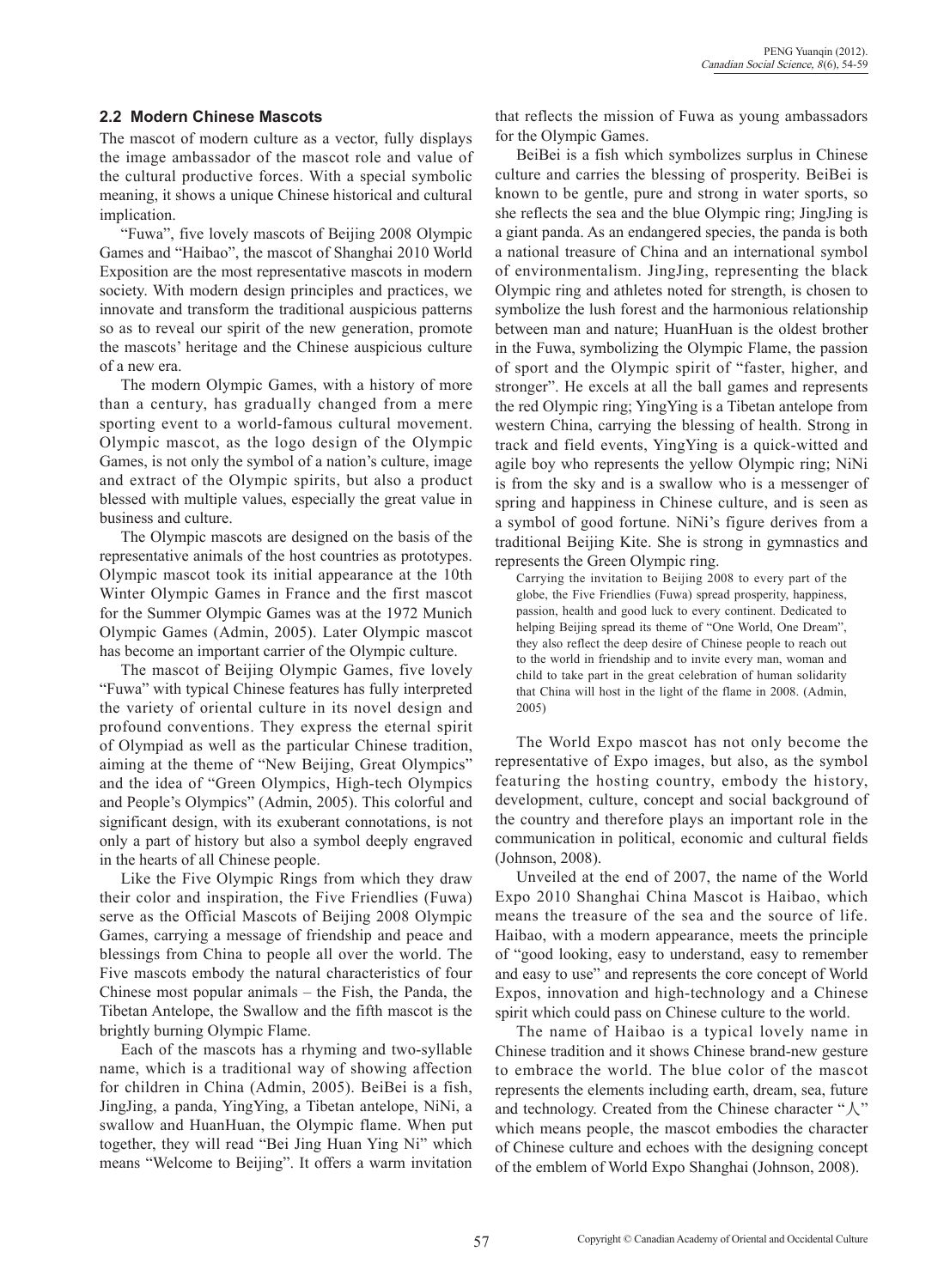### 2.2 Modern Chinese Mascots

The mascot of modern culture as a vector, fully displays the image ambassador of the mascot role and value of the cultural productive forces. With a special symbolic meaning, it shows a unique Chinese historical and cultural implication.

"Fuwa", five lovely mascots of Beijing 2008 Olympic Games and "Haibao", the mascot of Shanghai 2010 World Exposition are the most representative mascots in modern society. With modern design principles and practices, we innovate and transform the traditional auspicious patterns so as to reveal our spirit of the new generation, promote the mascots' heritage and the Chinese auspicious culture of a new era.

The modern Olympic Games, with a history of more than a century, has gradually changed from a mere sporting event to a world-famous cultural movement. Olympic mascot, as the logo design of the Olympic Games, is not only the symbol of a nation's culture, image and extract of the Olympic spirits, but also a product blessed with multiple values, especially the great value in business and culture.

The Olympic mascots are designed on the basis of the representative animals of the host countries as prototypes. Olympic mascot took its initial appearance at the 10th Winter Olympic Games in France and the first mascot for the Summer Olympic Games was at the 1972 Munich Olympic Games (Admin, 2005). Later Olympic mascot has become an important carrier of the Olympic culture.

The mascot of Beijing Olympic Games, five lovely "Fuwa" with typical Chinese features has fully interpreted the variety of oriental culture in its novel design and profound conventions. They express the eternal spirit of Olympiad as well as the particular Chinese tradition, aiming at the theme of "New Beijing, Great Olympics" and the idea of "Green Olympics, High-tech Olympics and People's Olympics" (Admin, 2005). This colorful and significant design, with its exuberant connotations, is not only a part of history but also a symbol deeply engraved in the hearts of all Chinese people.

Like the Five Olympic Rings from which they draw their color and inspiration, the Five Friendlies (Fuwa) serve as the Official Mascots of Beijing 2008 Olympic Games, carrying a message of friendship and peace and blessings from China to people all over the world. The Five mascots embody the natural characteristics of four Chinese most popular animals – the Fish, the Panda, the Tibetan Antelope, the Swallow and the fifth mascot is the brightly burning Olympic Flame.

Each of the mascots has a rhyming and two-syllable name, which is a traditional way of showing affection for children in China (Admin, 2005). BeiBei is a fish, JingJing, a panda, YingYing, a Tibetan antelope, NiNi, a swallow and HuanHuan, the Olympic flame. When put together, they will read "Bei Jing Huan Ying Ni" which means "Welcome to Beijing". It offers a warm invitation that reflects the mission of Fuwa as young ambassadors for the Olympic Games.

BeiBei is a fish which symbolizes surplus in Chinese culture and carries the blessing of prosperity. BeiBei is known to be gentle, pure and strong in water sports, so she reflects the sea and the blue Olympic ring; JingJing is a giant panda. As an endangered species, the panda is both a national treasure of China and an international symbol of environmentalism. JingJing, representing the black Olympic ring and athletes noted for strength, is chosen to symbolize the lush forest and the harmonious relationship between man and nature; HuanHuan is the oldest brother in the Fuwa, symbolizing the Olympic Flame, the passion of sport and the Olympic spirit of "faster, higher, and stronger". He excels at all the ball games and represents the red Olympic ring; YingYing is a Tibetan antelope from western China, carrying the blessing of health. Strong in track and field events, YingYing is a quick-witted and agile boy who represents the yellow Olympic ring; NiNi is from the sky and is a swallow who is a messenger of spring and happiness in Chinese culture, and is seen as a symbol of good fortune. NiNi's figure derives from a traditional Beijing Kite. She is strong in gymnastics and represents the Green Olympic ring.

> Carrying the invitation to Beijing 2008 to every part of the globe, the Five Friendlies (Fuwa) spread prosperity, happiness, passion, health and good luck to every continent. Dedicated to helping Beijing spread its theme of "One World, One Dream", they also reflect the deep desire of Chinese people to reach out to the world in friendship and to invite every man, woman and child to take part in the great celebration of human solidarity that China will host in the light of the flame in 2008. (Admin, 2005)

The World Expo mascot has not only become the representative of Expo images, but also, as the symbol featuring the hosting country, embody the history, development, culture, concept and social background of the country and therefore plays an important role in the communication in political, economic and cultural fields (Johnson, 2008).

Unveiled at the end of 2007, the name of the World Expo 2010 Shanghai China Mascot is Haibao, which means the treasure of the sea and the source of life. Haibao, with a modern appearance, meets the principle of "good looking, easy to understand, easy to remember and easy to use" and represents the core concept of World Expos, innovation and high-technology and a Chinese spirit which could pass on Chinese culture to the world.

The name of Haibao is a typical lovely name in Chinese tradition and it shows Chinese brand-new gesture to embrace the world. The blue color of the mascot represents the elements including earth, dream, sea, future and technology. Created from the Chinese character "人" which means people, the mascot embodies the character of Chinese culture and echoes with the designing concept of the emblem of World Expo Shanghai (Johnson, 2008).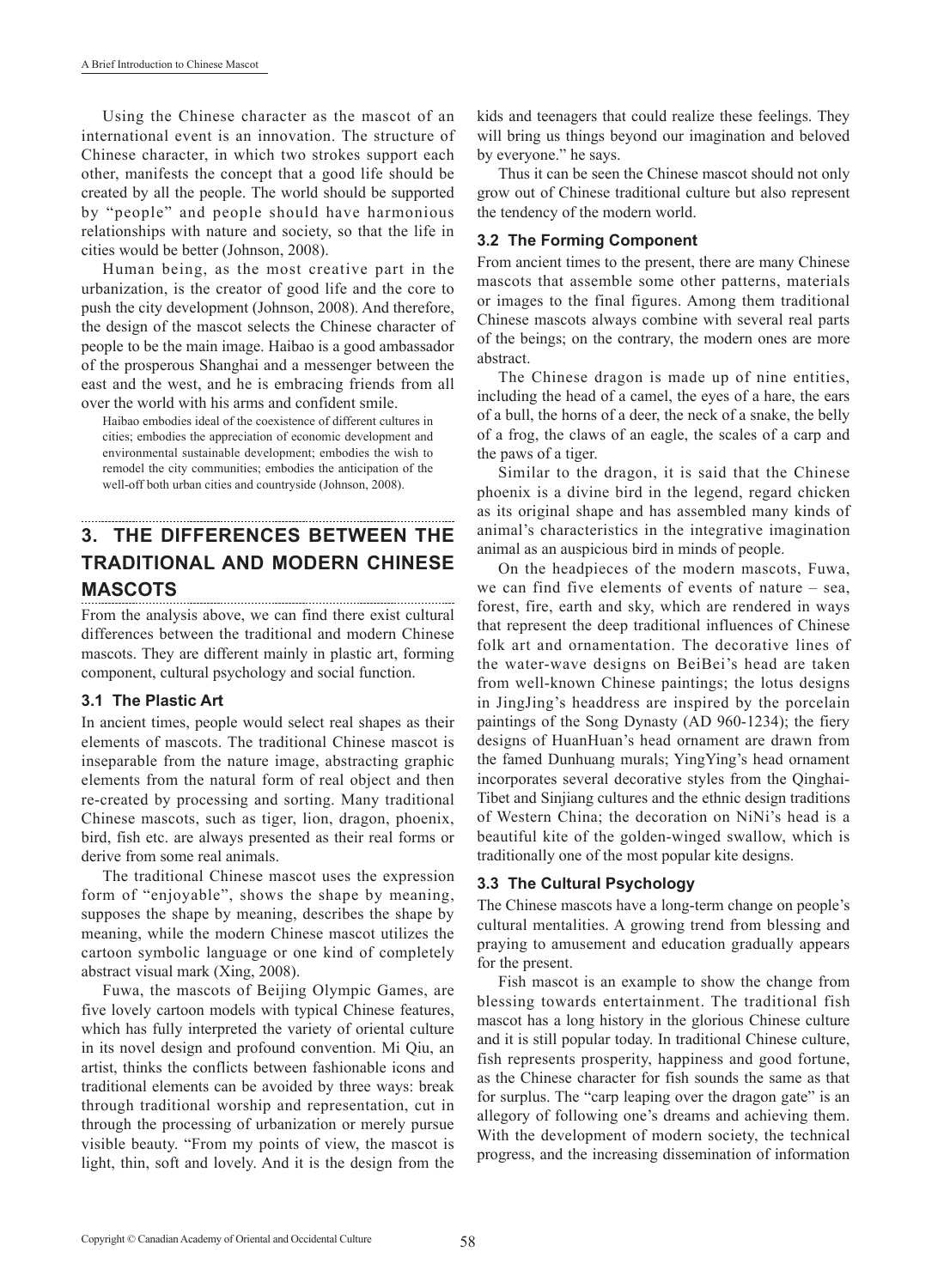Using the Chinese character as the mascot of an international event is an innovation. The structure of Chinese character, in which two strokes support each other, manifests the concept that a good life should be created by all the people. The world should be supported by "people" and people should have harmonious relationships with nature and society, so that the life in cities would be better (Johnson, 2008).

Human being, as the most creative part in the urbanization, is the creator of good life and the core to push the city development (Johnson, 2008). And therefore, the design of the mascot selects the Chinese character of people to be the main image. Haibao is a good ambassador of the prosperous Shanghai and a messenger between the east and the west, and he is embracing friends from all over the world with his arms and confident smile.

> Haibao embodies ideal of the coexistence of different cultures in cities; embodies the appreciation of economic development and environmental sustainable development; embodies the wish to remodel the city communities; embodies the anticipation of the well-off both urban cities and countryside (Johnson, 2008).

## 3. THE DIFFERENCES BETWEEN THE TRADITIONAL AND MODERN CHINESE MASCOTS

From the analysis above, we can find there exist cultural differences between the traditional and modern Chinese mascots. They are different mainly in plastic art, forming component, cultural psychology and social function.

### 3.1 The Plastic Art

In ancient times, people would select real shapes as their elements of mascots. The traditional Chinese mascot is inseparable from the nature image, abstracting graphic elements from the natural form of real object and then re-created by processing and sorting. Many traditional Chinese mascots, such as tiger, lion, dragon, phoenix, bird, fish etc. are always presented as their real forms or derive from some real animals.

The traditional Chinese mascot uses the expression form of "enjoyable", shows the shape by meaning, supposes the shape by meaning, describes the shape by meaning, while the modern Chinese mascot utilizes the cartoon symbolic language or one kind of completely abstract visual mark (Xing, 2008).

Fuwa, the mascots of Beijing Olympic Games, are five lovely cartoon models with typical Chinese features, which has fully interpreted the variety of oriental culture in its novel design and profound convention. Mi Qiu, an artist, thinks the conflicts between fashionable icons and traditional elements can be avoided by three ways: break through traditional worship and representation, cut in through the processing of urbanization or merely pursue visible beauty. "From my points of view, the mascot is light, thin, soft and lovely. And it is the design from the kids and teenagers that could realize these feelings. They will bring us things beyond our imagination and beloved by everyone." he says.

Thus it can be seen the Chinese mascot should not only grow out of Chinese traditional culture but also represent the tendency of the modern world.

### 3.2 The Forming Component

From ancient times to the present, there are many Chinese mascots that assemble some other patterns, materials or images to the final figures. Among them traditional Chinese mascots always combine with several real parts of the beings; on the contrary, the modern ones are more abstract.

The Chinese dragon is made up of nine entities, including the head of a camel, the eyes of a hare, the ears of a bull, the horns of a deer, the neck of a snake, the belly of a frog, the claws of an eagle, the scales of a carp and the paws of a tiger.

Similar to the dragon, it is said that the Chinese phoenix is a divine bird in the legend, regard chicken as its original shape and has assembled many kinds of animal's characteristics in the integrative imagination animal as an auspicious bird in minds of people.

On the headpieces of the modern mascots, Fuwa, we can find five elements of events of nature – sea, forest, fire, earth and sky, which are rendered in ways that represent the deep traditional influences of Chinese folk art and ornamentation. The decorative lines of the water-wave designs on BeiBei's head are taken from well-known Chinese paintings; the lotus designs in JingJing's headdress are inspired by the porcelain paintings of the Song Dynasty (AD 960-1234); the fiery designs of HuanHuan's head ornament are drawn from the famed Dunhuang murals; YingYing's head ornament incorporates several decorative styles from the Qinghai-Tibet and Sinjiang cultures and the ethnic design traditions of Western China; the decoration on NiNi's head is a beautiful kite of the golden-winged swallow, which is traditionally one of the most popular kite designs.

### 3.3 The Cultural Psychology

The Chinese mascots have a long-term change on people's cultural mentalities. A growing trend from blessing and praying to amusement and education gradually appears for the present.

Fish mascot is an example to show the change from blessing towards entertainment. The traditional fish mascot has a long history in the glorious Chinese culture and it is still popular today. In traditional Chinese culture, fish represents prosperity, happiness and good fortune, as the Chinese character for fish sounds the same as that for surplus. The "carp leaping over the dragon gate" is an allegory of following one's dreams and achieving them. With the development of modern society, the technical progress, and the increasing dissemination of information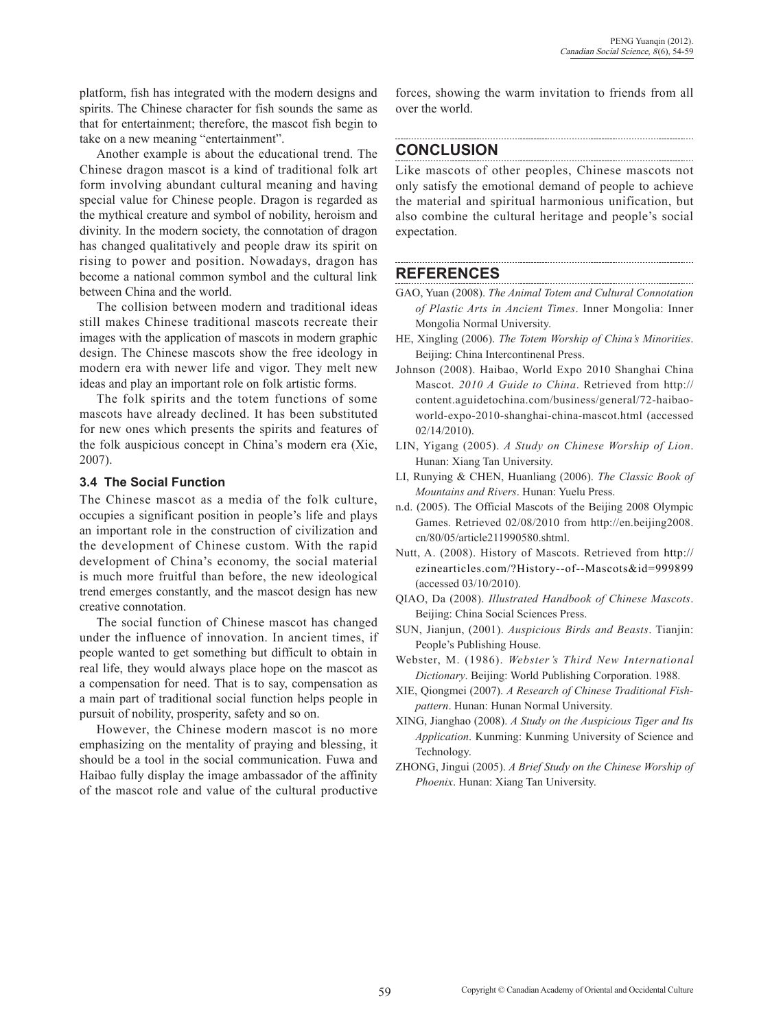platform, fish has integrated with the modern designs and spirits. The Chinese character for fish sounds the same as that for entertainment; therefore, the mascot fish begin to take on a new meaning "entertainment".

Another example is about the educational trend. The Chinese dragon mascot is a kind of traditional folk art form involving abundant cultural meaning and having special value for Chinese people. Dragon is regarded as the mythical creature and symbol of nobility, heroism and divinity. In the modern society, the connotation of dragon has changed qualitatively and people draw its spirit on rising to power and position. Nowadays, dragon has become a national common symbol and the cultural link between China and the world.

The collision between modern and traditional ideas still makes Chinese traditional mascots recreate their images with the application of mascots in modern graphic design. The Chinese mascots show the free ideology in modern era with newer life and vigor. They melt new ideas and play an important role on folk artistic forms.

The folk spirits and the totem functions of some mascots have already declined. It has been substituted for new ones which presents the spirits and features of the folk auspicious concept in China's modern era (Xie, 2007).

### 3.4 The Social Function

The Chinese mascot as a media of the folk culture, occupies a significant position in people's life and plays an important role in the construction of civilization and the development of Chinese custom. With the rapid development of China's economy, the social material is much more fruitful than before, the new ideological trend emerges constantly, and the mascot design has new creative connotation.

The social function of Chinese mascot has changed under the influence of innovation. In ancient times, if people wanted to get something but difficult to obtain in real life, they would always place hope on the mascot as a compensation for need. That is to say, compensation as a main part of traditional social function helps people in pursuit of nobility, prosperity, safety and so on.

However, the Chinese modern mascot is no more emphasizing on the mentality of praying and blessing, it should be a tool in the social communication. Fuwa and Haibao fully display the image ambassador of the affinity of the mascot role and value of the cultural productive forces, showing the warm invitation to friends from all over the world.

## CONCLUSION

Like mascots of other peoples, Chinese mascots not only satisfy the emotional demand of people to achieve the material and spiritual harmonious unification, but also combine the cultural heritage and people's social expectation.

## REFERENCES

GAO, Yuan (2008). *The Animal Totem and Cultural Connotation of Plastic Arts in Ancient Times*. Inner Mongolia: Inner Mongolia Normal University.

HE, Xingling (2006). *The Totem Worship of China's Minorities*. Beijing: China Intercontinenal Press.

Johnson (2008). Haibao, World Expo 2010 Shanghai China Mascot. *2010 A Guide to China*. Retrieved from http://content.aguidetochina.com/business/general/72-haibao-world-expo-2010-shanghai-china-mascot.html (accessed 02/14/2010).

LIN, Yigang (2005). *A Study on Chinese Worship of Lion*. Hunan: Xiang Tan University.

LI, Runying & CHEN, Huanliang (2006). *The Classic Book of Mountains and Rivers*. Hunan: Yuelu Press.

n.d. (2005). The Official Mascots of the Beijing 2008 Olympic Games. Retrieved 02/08/2010 from http://en.beijing2008.cn/80/05/article211990580.shtml.

Nutt, A. (2008). History of Mascots. Retrieved from http://ezinearticles.com/?History--of--Mascots&id=999899 (accessed 03/10/2010).

QIAO, Da (2008). *Illustrated Handbook of Chinese Mascots*. Beijing: China Social Sciences Press.

SUN, Jianjun, (2001). *Auspicious Birds and Beasts*. Tianjin: People's Publishing House.

Webster, M. (1986). *Webster's Third New International Dictionary*. Beijing: World Publishing Corporation. 1988.

XIE, Qiongmei (2007). *A Research of Chinese Traditional Fish-pattern*. Hunan: Hunan Normal University.

XING, Jianghao (2008). *A Study on the Auspicious Tiger and Its Application*. Kunming: Kunming University of Science and Technology.

ZHONG, Jingui (2005). *A Brief Study on the Chinese Worship of Phoenix*. Hunan: Xiang Tan University.